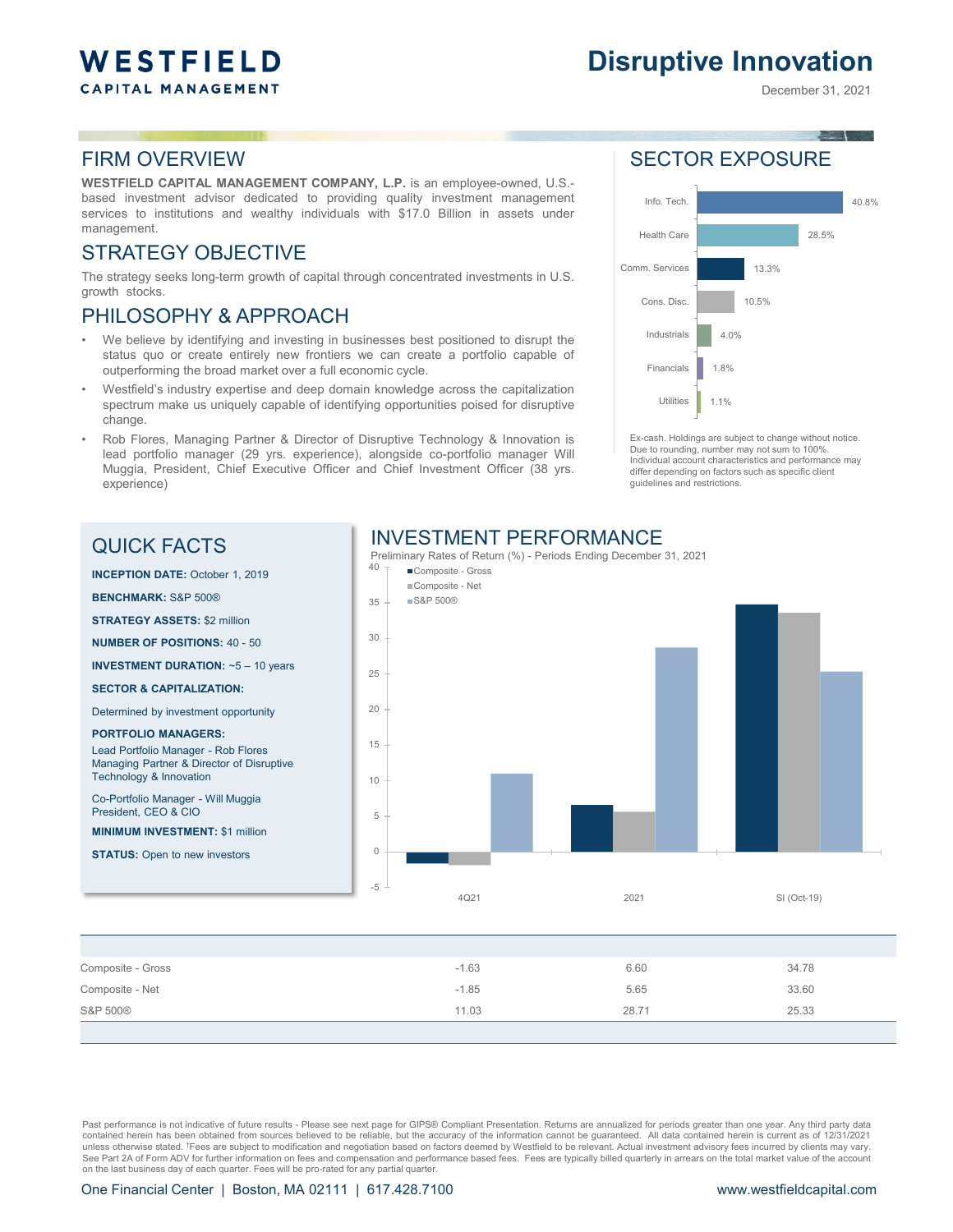# WESTFIELD CAPITAL MANAGEMENT

# Disruptive Innovation

December 31, 2021

## FIRM OVERVIEW

**WESTFIELD CAPITAL MANAGEMENT COMPANY, L.P.** is an employee-owned, U.S.-based investment advisor dedicated to providing quality investment management services to institutions and wealthy individuals with $17.0 Billion in assets under management.

## STRATEGY OBJECTIVE

The strategy seeks long-term growth of capital through concentrated investments in U.S. growth stocks.

## PHILOSOPHY & APPROACH

- We believe by identifying and investing in businesses best positioned to disrupt the status quo or create entirely new frontiers we can create a portfolio capable of outperforming the broad market over a full economic cycle.
- Westfield's industry expertise and deep domain knowledge across the capitalization spectrum make us uniquely capable of identifying opportunities poised for disruptive change.
- Rob Flores, Managing Partner & Director of Disruptive Technology & Innovation is lead portfolio manager (29 yrs. experience), alongside co-portfolio manager Will Muggia, President, Chief Executive Officer and Chief Investment Officer (38 yrs. experience)

## SECTOR EXPOSURE

| Sector | Weight |
|---|---|
| Info. Tech. | 40.8% |
| Health Care | 28.5% |
| Comm. Services | 13.3% |
| Cons. Disc. | 10.5% |
| Industrials | 4.0% |
| Financials | 1.8% |
| Utilities | 1.1% |

Ex-cash. Holdings are subject to change without notice. Due to rounding, number may not sum to 100%. Individual account characteristics and performance may differ depending on factors such as specific client guidelines and restrictions.

## QUICK FACTS

**INCEPTION DATE:** October 1, 2019

**BENCHMARK:** S&P 500®

**STRATEGY ASSETS:** $2 million

**NUMBER OF POSITIONS:** 40 - 50

**INVESTMENT DURATION:** ~5 – 10 years

**SECTOR & CAPITALIZATION:**

Determined by investment opportunity

**PORTFOLIO MANAGERS:**

Lead Portfolio Manager - Rob Flores
Managing Partner & Director of Disruptive Technology & Innovation

Co-Portfolio Manager - Will Muggia
President, CEO & CIO

**MINIMUM INVESTMENT:** $1 million

**STATUS:** Open to new investors

## INVESTMENT PERFORMANCE

Preliminary Rates of Return (%) - Periods Ending December 31, 2021

| | 4Q21 | 2021 | SI (Oct-19) |
|---|---|---|---|
| Composite - Gross | -1.63 | 6.60 | 34.78 |
| Composite - Net | -1.85 | 5.65 | 33.60 |
| S&P 500® | 11.03 | 28.71 | 25.33 |

Past performance is not indicative of future results - Please see next page for GIPS® Compliant Presentation. Returns are annualized for periods greater than one year. Any third party data contained herein has been obtained from sources believed to be reliable, but the accuracy of the information cannot be guaranteed. All data contained herein is current as of 12/31/2021 unless otherwise stated. †Fees are subject to modification and negotiation based on factors deemed by Westfield to be relevant. Actual investment advisory fees incurred by clients may vary. See Part 2A of Form ADV for further information on fees and compensation and performance based fees. Fees are typically billed quarterly in arrears on the total market value of the account on the last business day of each quarter. Fees will be pro-rated for any partial quarter.

One Financial Center | Boston, MA 02111 | 617.428.7100 www.westfieldcapital.com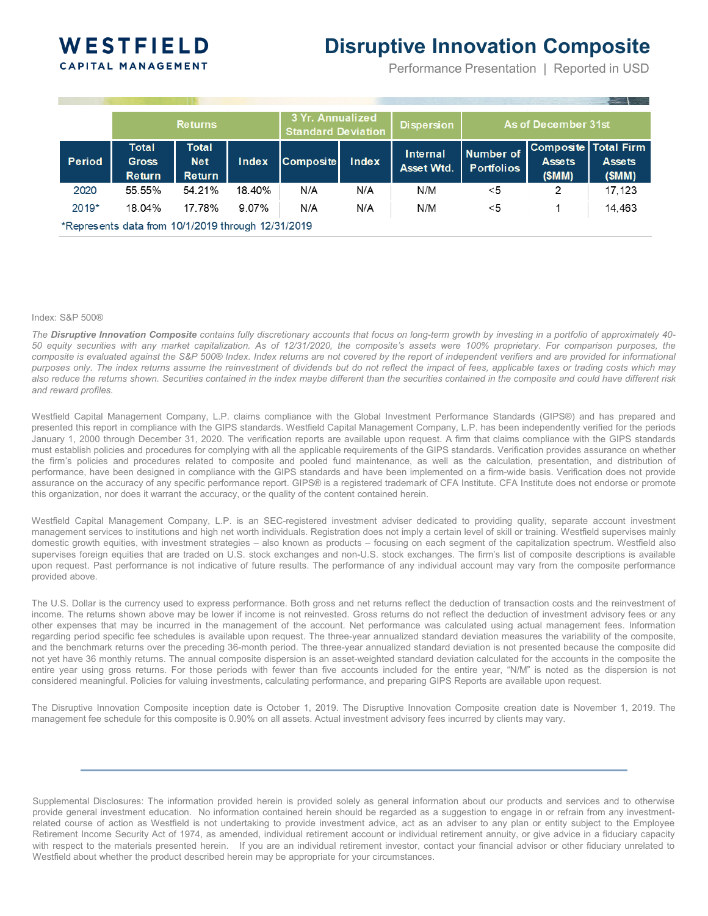**WESTFIELD**
**CAPITAL MANAGEMENT**

# Disruptive Innovation Composite

Performance Presentation | Reported in USD

| | Returns | | | 3 Yr. Annualized Standard Deviation | | Dispersion | As of December 31st | | |
|---|---|---|---|---|---|---|---|---|---|
| Period | Total Gross Return | Total Net Return | Index | Composite | Index | Internal Asset Wtd. | Number of Portfolios | Composite Assets ($MM) | Total Firm Assets ($MM) |
| 2020 | 55.55% | 54.21% | 18.40% | N/A | N/A | N/M | <5 | 2 | 17,123 |
| 2019* | 18.04% | 17.78% | 9.07% | N/A | N/A | N/M | <5 | 1 | 14,463 |

*Represents data from 10/1/2019 through 12/31/2019

Index: S&P 500®

*The **Disruptive Innovation Composite** contains fully discretionary accounts that focus on long-term growth by investing in a portfolio of approximately 40-50 equity securities with any market capitalization. As of 12/31/2020, the composite's assets were 100% proprietary. For comparison purposes, the composite is evaluated against the S&P 500® Index. Index returns are not covered by the report of independent verifiers and are provided for informational purposes only. The index returns assume the reinvestment of dividends but do not reflect the impact of fees, applicable taxes or trading costs which may also reduce the returns shown. Securities contained in the index maybe different than the securities contained in the composite and could have different risk and reward profiles.*

Westfield Capital Management Company, L.P. claims compliance with the Global Investment Performance Standards (GIPS®) and has prepared and presented this report in compliance with the GIPS standards. Westfield Capital Management Company, L.P. has been independently verified for the periods January 1, 2000 through December 31, 2020. The verification reports are available upon request. A firm that claims compliance with the GIPS standards must establish policies and procedures for complying with all the applicable requirements of the GIPS standards. Verification provides assurance on whether the firm's policies and procedures related to composite and pooled fund maintenance, as well as the calculation, presentation, and distribution of performance, have been designed in compliance with the GIPS standards and have been implemented on a firm-wide basis. Verification does not provide assurance on the accuracy of any specific performance report. GIPS® is a registered trademark of CFA Institute. CFA Institute does not endorse or promote this organization, nor does it warrant the accuracy, or the quality of the content contained herein.

Westfield Capital Management Company, L.P. is an SEC-registered investment adviser dedicated to providing quality, separate account investment management services to institutions and high net worth individuals. Registration does not imply a certain level of skill or training. Westfield supervises mainly domestic growth equities, with investment strategies – also known as products – focusing on each segment of the capitalization spectrum. Westfield also supervises foreign equities that are traded on U.S. stock exchanges and non-U.S. stock exchanges. The firm's list of composite descriptions is available upon request. Past performance is not indicative of future results. The performance of any individual account may vary from the composite performance provided above.

The U.S. Dollar is the currency used to express performance. Both gross and net returns reflect the deduction of transaction costs and the reinvestment of income. The returns shown above may be lower if income is not reinvested. Gross returns do not reflect the deduction of investment advisory fees or any other expenses that may be incurred in the management of the account. Net performance was calculated using actual management fees. Information regarding period specific fee schedules is available upon request. The three-year annualized standard deviation measures the variability of the composite, and the benchmark returns over the preceding 36-month period. The three-year annualized standard deviation is not presented because the composite did not yet have 36 monthly returns. The annual composite dispersion is an asset-weighted standard deviation calculated for the accounts in the composite the entire year using gross returns. For those periods with fewer than five accounts included for the entire year, "N/M" is noted as the dispersion is not considered meaningful. Policies for valuing investments, calculating performance, and preparing GIPS Reports are available upon request.

The Disruptive Innovation Composite inception date is October 1, 2019. The Disruptive Innovation Composite creation date is November 1, 2019. The management fee schedule for this composite is 0.90% on all assets. Actual investment advisory fees incurred by clients may vary.

---

Supplemental Disclosures: The information provided herein is provided solely as general information about our products and services and to otherwise provide general investment education. No information contained herein should be regarded as a suggestion to engage in or refrain from any investment-related course of action as Westfield is not undertaking to provide investment advice, act as an adviser to any plan or entity subject to the Employee Retirement Income Security Act of 1974, as amended, individual retirement account or individual retirement annuity, or give advice in a fiduciary capacity with respect to the materials presented herein. If you are an individual retirement investor, contact your financial advisor or other fiduciary unrelated to Westfield about whether the product described herein may be appropriate for your circumstances.